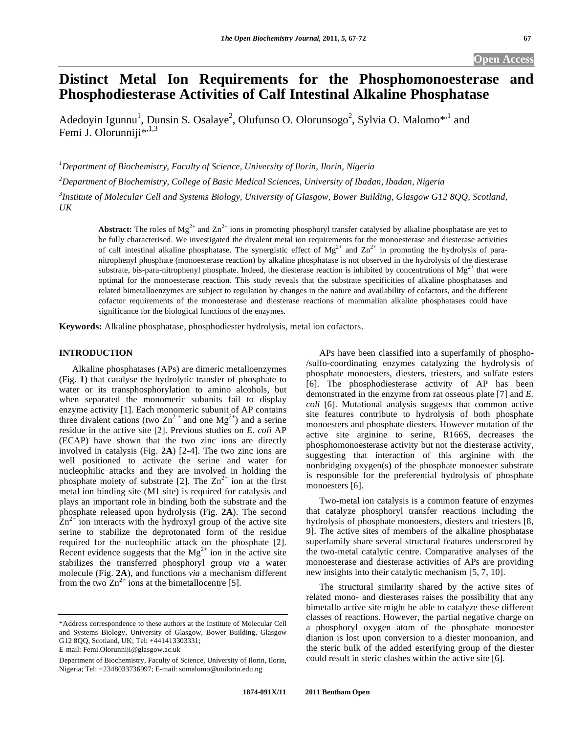# Distinct Metal Ion Requirements for the Phosphomonoesterase and Phosphodiesterase Activities of Calf Intestinal Alkaline Phosphatase

Adedoyin Igunnu[1], Dunsin S. Osalaye[2], Olufunso O. Olorunsogo[2], Sylvia O. Malomo*[,1] and Femi J. Olorunniji*[,1,3]

[1]*Department of Biochemistry, Faculty of Science, University of Ilorin, Ilorin, Nigeria*

[2]*Department of Biochemistry, College of Basic Medical Sciences, University of Ibadan, Ibadan, Nigeria*

[3]*Institute of Molecular Cell and Systems Biology, University of Glasgow, Bower Building, Glasgow G12 8QQ, Scotland, UK*

**Abstract:** The roles of $Mg^{2+}$ and $Zn^{2+}$ ions in promoting phosphoryl transfer catalysed by alkaline phosphatase are yet to be fully characterised. We investigated the divalent metal ion requirements for the monoesterase and diesterase activities of calf intestinal alkaline phosphatase. The synergistic effect of $Mg^{2+}$ and $Zn^{2+}$ in promoting the hydrolysis of para-nitrophenyl phosphate (monoesterase reaction) by alkaline phosphatase is not observed in the hydrolysis of the diesterase substrate, bis-para-nitrophenyl phosphate. Indeed, the diesterase reaction is inhibited by concentrations of $Mg^{2+}$ that were optimal for the monoesterase reaction. This study reveals that the substrate specificities of alkaline phosphatases and related bimetalloenzymes are subject to regulation by changes in the nature and availability of cofactors, and the different cofactor requirements of the monoesterase and diesterase reactions of mammalian alkaline phosphatases could have significance for the biological functions of the enzymes.

**Keywords:** Alkaline phosphatase, phosphodiester hydrolysis, metal ion cofactors.

## INTRODUCTION

Alkaline phosphatases (APs) are dimeric metalloenzymes (Fig. **1**) that catalyse the hydrolytic transfer of phosphate to water or its transphosphorylation to amino alcohols, but when separated the monomeric subunits fail to display enzyme activity [1]. Each monomeric subunit of AP contains three divalent cations (two $Zn^{2+}$ and one $Mg^{2+}$) and a serine residue in the active site [2]. Previous studies on *E. coli* AP (ECAP) have shown that the two zinc ions are directly involved in catalysis (Fig. **2A**) [2-4]. The two zinc ions are well positioned to activate the serine and water for nucleophilic attacks and they are involved in holding the phosphate moiety of substrate [2]. The $Zn^{2+}$ ion at the first metal ion binding site (M1 site) is required for catalysis and plays an important role in binding both the substrate and the phosphate released upon hydrolysis (Fig. **2A**). The second $Zn^{2+}$ ion interacts with the hydroxyl group of the active site serine to stabilize the deprotonated form of the residue required for the nucleophilic attack on the phosphate [2]. Recent evidence suggests that the $Mg^{2+}$ ion in the active site stabilizes the transferred phosphoryl group *via* a water molecule (Fig. **2A**), and functions *via* a mechanism different from the two $Zn^{2+}$ ions at the bimetallocentre [5].

APs have been classified into a superfamily of phospho-/sulfo-coordinating enzymes catalyzing the hydrolysis of phosphate monoesters, diesters, triesters, and sulfate esters [6]. The phosphodiesterase activity of AP has been demonstrated in the enzyme from rat osseous plate [7] and *E. coli* [6]. Mutational analysis suggests that common active site features contribute to hydrolysis of both phosphate monoesters and phosphate diesters. However mutation of the active site arginine to serine, R166S, decreases the phosphomonoesterase activity but not the diesterase activity, suggesting that interaction of this arginine with the nonbridging oxygen(s) of the phosphate monoester substrate is responsible for the preferential hydrolysis of phosphate monoesters [6].

Two-metal ion catalysis is a common feature of enzymes that catalyze phosphoryl transfer reactions including the hydrolysis of phosphate monoesters, diesters and triesters [8, 9]. The active sites of members of the alkaline phosphatase superfamily share several structural features underscored by the two-metal catalytic centre. Comparative analyses of the monoesterase and diesterase activities of APs are providing new insights into their catalytic mechanism [5, 7, 10].

The structural similarity shared by the active sites of related mono- and diesterases raises the possibility that any bimetallo active site might be able to catalyze these different classes of reactions. However, the partial negative charge on a phosphoryl oxygen atom of the phosphate monoester dianion is lost upon conversion to a diester monoanion, and the steric bulk of the added esterifying group of the diester could result in steric clashes within the active site [6].

\*Address correspondence to these authors at the Institute of Molecular Cell and Systems Biology, University of Glasgow, Bower Building, Glasgow G12 8QQ, Scotland, UK; Tel: +441413303331;
E-mail: Femi.Olorunniji@glasgow.ac.uk

Department of Biochemistry, Faculty of Science, University of Ilorin, Ilorin, Nigeria; Tel: +2348033736997; E-mail: somalomo@unilorin.edu.ng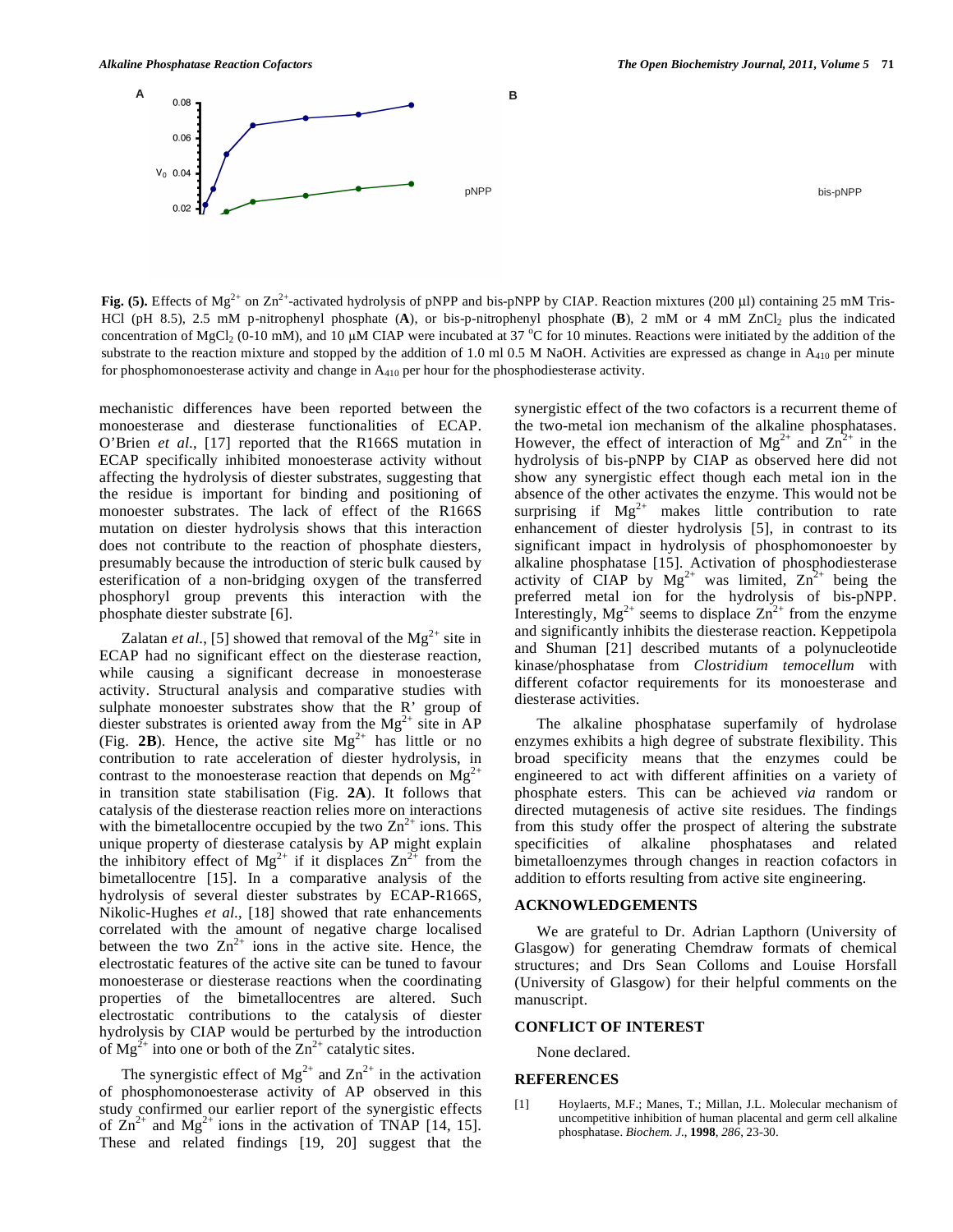**Fig. (5).** Effects of $Mg^{2+}$ on $Zn^{2+}$-activated hydrolysis of pNPP and bis-pNPP by CIAP. Reaction mixtures (200 μl) containing 25 mM Tris-HCl (pH 8.5), 2.5 mM p-nitrophenyl phosphate (**A**), or bis-p-nitrophenyl phosphate (**B**), 2 mM or 4 mM $ZnCl_2$ plus the indicated concentration of $MgCl_2$ (0-10 mM), and 10 μM CIAP were incubated at 37 °C for 10 minutes. Reactions were initiated by the addition of the substrate to the reaction mixture and stopped by the addition of 1.0 ml 0.5 M NaOH. Activities are expressed as change in $A_{410}$ per minute for phosphomonoesterase activity and change in $A_{410}$ per hour for the phosphodiesterase activity.

mechanistic differences have been reported between the monoesterase and diesterase functionalities of ECAP. O'Brien *et al.*, [17] reported that the R166S mutation in ECAP specifically inhibited monoesterase activity without affecting the hydrolysis of diester substrates, suggesting that the residue is important for binding and positioning of monoester substrates. The lack of effect of the R166S mutation on diester hydrolysis shows that this interaction does not contribute to the reaction of phosphate diesters, presumably because the introduction of steric bulk caused by esterification of a non-bridging oxygen of the transferred phosphoryl group prevents this interaction with the phosphate diester substrate [6].

Zalatan *et al.*, [5] showed that removal of the $Mg^{2+}$ site in ECAP had no significant effect on the diesterase reaction, while causing a significant decrease in monoesterase activity. Structural analysis and comparative studies with sulphate monoester substrates show that the R' group of diester substrates is oriented away from the $Mg^{2+}$ site in AP (Fig. **2B**). Hence, the active site $Mg^{2+}$ has little or no contribution to rate acceleration of diester hydrolysis, in contrast to the monoesterase reaction that depends on $Mg^{2+}$ in transition state stabilisation (Fig. **2A**). It follows that catalysis of the diesterase reaction relies more on interactions with the bimetallocentre occupied by the two $Zn^{2+}$ ions. This unique property of diesterase catalysis by AP might explain the inhibitory effect of $Mg^{2+}$ if it displaces $Zn^{2+}$ from the bimetallocentre [15]. In a comparative analysis of the hydrolysis of several diester substrates by ECAP-R166S, Nikolic-Hughes *et al.*, [18] showed that rate enhancements correlated with the amount of negative charge localised between the two $Zn^{2+}$ ions in the active site. Hence, the electrostatic features of the active site can be tuned to favour monoesterase or diesterase reactions when the coordinating properties of the bimetallocentres are altered. Such electrostatic contributions to the catalysis of diester hydrolysis by CIAP would be perturbed by the introduction of $Mg^{2+}$ into one or both of the $Zn^{2+}$ catalytic sites.

The synergistic effect of $Mg^{2+}$ and $Zn^{2+}$ in the activation of phosphomonoesterase activity of AP observed in this study confirmed our earlier report of the synergistic effects of $Zn^{2+}$ and $Mg^{2+}$ ions in the activation of TNAP [14, 15]. These and related findings [19, 20] suggest that the synergistic effect of the two cofactors is a recurrent theme of the two-metal ion mechanism of the alkaline phosphatases. However, the effect of interaction of $Mg^{2+}$ and $Zn^{2+}$ in the hydrolysis of bis-pNPP by CIAP as observed here did not show any synergistic effect though each metal ion in the absence of the other activates the enzyme. This would not be surprising if $Mg^{2+}$ makes little contribution to rate enhancement of diester hydrolysis [5], in contrast to its significant impact in hydrolysis of phosphomonoester by alkaline phosphatase [15]. Activation of phosphodiesterase activity of CIAP by $Mg^{2+}$ was limited, $Zn^{2+}$ being the preferred metal ion for the hydrolysis of bis-pNPP. Interestingly, $Mg^{2+}$ seems to displace $Zn^{2+}$ from the enzyme and significantly inhibits the diesterase reaction. Keppetipola and Shuman [21] described mutants of a polynucleotide kinase/phosphatase from *Clostridium temocellum* with different cofactor requirements for its monoesterase and diesterase activities.

The alkaline phosphatase superfamily of hydrolase enzymes exhibits a high degree of substrate flexibility. This broad specificity means that the enzymes could be engineered to act with different affinities on a variety of phosphate esters. This can be achieved *via* random or directed mutagenesis of active site residues. The findings from this study offer the prospect of altering the substrate specificities of alkaline phosphatases and related bimetalloenzymes through changes in reaction cofactors in addition to efforts resulting from active site engineering.

## ACKNOWLEDGEMENTS

We are grateful to Dr. Adrian Lapthorn (University of Glasgow) for generating Chemdraw formats of chemical structures; and Drs Sean Colloms and Louise Horsfall (University of Glasgow) for their helpful comments on the manuscript.

## CONFLICT OF INTEREST

None declared.

## REFERENCES

[1] Hoylaerts, M.F.; Manes, T.; Millan, J.L. Molecular mechanism of uncompetitive inhibition of human placental and germ cell alkaline phosphatase. *Biochem. J.*, **1998**, *286*, 23-30.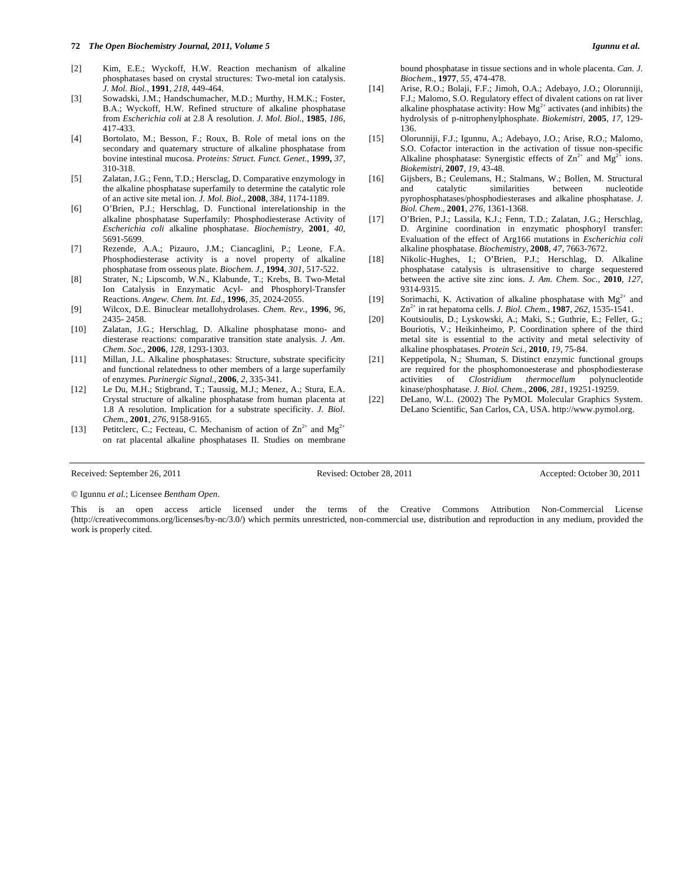[2] Kim, E.E.; Wyckoff, H.W. Reaction mechanism of alkaline phosphatases based on crystal structures: Two-metal ion catalysis. *J. Mol. Biol.*, **1991**, *218*, 449-464.

[3] Sowadski, J.M.; Handschumacher, M.D.; Murthy, H.M.K.; Foster, B.A.; Wyckoff, H.W. Refined structure of alkaline phosphatase from *Escherichia coli* at 2.8 Å resolution. *J. Mol. Biol.*, **1985**, *186*, 417-433.

[4] Bortolato, M.; Besson, F.; Roux, B. Role of metal ions on the secondary and quaternary structure of alkaline phosphatase from bovine intestinal mucosa. *Proteins: Struct. Funct. Genet.*, **1999,** *37*, 310-318.

[5] Zalatan, J.G.; Fenn, T.D.; Hersclag, D. Comparative enzymology in the alkaline phosphatase superfamily to determine the catalytic role of an active site metal ion. *J. Mol. Biol.*, **2008**, *384*, 1174-1189.

[6] O'Brien, P.J.; Herschlag, D. Functional interelationship in the alkaline phosphatase Superfamily: Phosphodiesterase Activity of *Escherichia coli* alkaline phosphatase. *Biochemistry*, **2001**, *40*, 5691-5699.

[7] Rezende, A.A.; Pizauro, J.M.; Ciancaglini, P.; Leone, F.A. Phosphodiesterase activity is a novel property of alkaline phosphatase from osseous plate. *Biochem. J.*, **1994**, *301*, 517-522.

[8] Strater, N.; Lipscomb, W.N., Klabunde, T.; Krebs, B. Two-Metal Ion Catalysis in Enzymatic Acyl- and Phosphoryl-Transfer Reactions. *Angew. Chem. Int. Ed.*, **1996**, *35*, 2024-2055.

[9] Wilcox, D.E. Binuclear metallohydrolases. *Chem. Rev.*, **1996**, *96*, 2435- 2458.

[10] Zalatan, J.G.; Herschlag, D. Alkaline phosphatase mono- and diesterase reactions: comparative transition state analysis. *J. Am. Chem. Soc.*, **2006**, *128*, 1293-1303.

[11] Millan, J.L. Alkaline phosphatases: Structure, substrate specificity and functional relatedness to other members of a large superfamily of enzymes. *Purinergic Signal.*, **2006**, *2*, 335-341.

[12] Le Du, M.H.; Stigbrand, T.; Taussig, M.J.; Menez, A.; Stura, E.A. Crystal structure of alkaline phosphatase from human placenta at 1.8 A resolution. Implication for a substrate specificity. *J. Biol. Chem.*, **2001**, *276*, 9158-9165.

[13] Petitclerc, C.; Fecteau, C. Mechanism of action of $Zn^{2+}$ and $Mg^{2+}$ on rat placental alkaline phosphatases II. Studies on membrane bound phosphatase in tissue sections and in whole placenta. *Can. J. Biochem.*, **1977**, *55*, 474-478.

[14] Arise, R.O.; Bolaji, F.F.; Jimoh, O.A.; Adebayo, J.O.; Olorunniji, F.J.; Malomo, S.O. Regulatory effect of divalent cations on rat liver alkaline phosphatase activity: How $Mg^{2+}$ activates (and inhibits) the hydrolysis of p-nitrophenylphosphate. *Biokemistri*, **2005**, *17*, 129-136.

[15] Olorunniji, F.J.; Igunnu, A.; Adebayo, J.O.; Arise, R.O.; Malomo, S.O. Cofactor interaction in the activation of tissue non-specific Alkaline phosphatase: Synergistic effects of $Zn^{2+}$ and $Mg^{2+}$ ions. *Biokemistri*, **2007**, *19*, 43-48.

[16] Gijsbers, B.; Ceulemans, H.; Stalmans, W.; Bollen, M. Structural and catalytic similarities between nucleotide pyrophosphatases/phosphodiesterases and alkaline phosphatase. *J. Biol. Chem.*, **2001**, *276*, 1361-1368.

[17] O'Brien, P.J.; Lassila, K.J.; Fenn, T.D.; Zalatan, J.G.; Herschlag, D. Arginine coordination in enzymatic phosphoryl transfer: Evaluation of the effect of Arg166 mutations in *Escherichia coli* alkaline phosphatase. *Biochemistry*, **2008**, *47*, 7663-7672.

[18] Nikolic-Hughes, I.; O'Brien, P.J.; Herschlag, D. Alkaline phosphatase catalysis is ultrasensitive to charge sequestered between the active site zinc ions. *J. Am. Chem. Soc.*, **2010**, *127*, 9314-9315.

[19] Sorimachi, K. Activation of alkaline phosphatase with $Mg^{2+}$ and $Zn^{2+}$ in rat hepatoma cells. *J. Biol. Chem.*, **1987**, *262*, 1535-1541.

[20] Koutsioulis, D.; Lyskowski, A.; Maki, S.; Guthrie, E.; Feller, G.; Bouriotis, V.; Heikinheimo, P. Coordination sphere of the third metal site is essential to the activity and metal selectivity of alkaline phosphatases. *Protein Sci.*, **2010**, *19*, 75-84.

[21] Keppetipola, N.; Shuman, S. Distinct enzymic functional groups are required for the phosphomonoesterase and phosphodiesterase activities of *Clostridium thermocellum* polynucleotide kinase/phosphatase. *J. Biol. Chem.*, **2006**, *281*, 19251-19259.

[22] DeLano, W.L. (2002) The PyMOL Molecular Graphics System. DeLano Scientific, San Carlos, CA, USA. http://www.pymol.org.

Received: September 26, 2011 Revised: October 28, 2011 Accepted: October 30, 2011

© Igunnu *et al.*; Licensee *Bentham Open*.

This is an open access article licensed under the terms of the Creative Commons Attribution Non-Commercial License (http://creativecommons.org/licenses/by-nc/3.0/) which permits unrestricted, non-commercial use, distribution and reproduction in any medium, provided the work is properly cited.